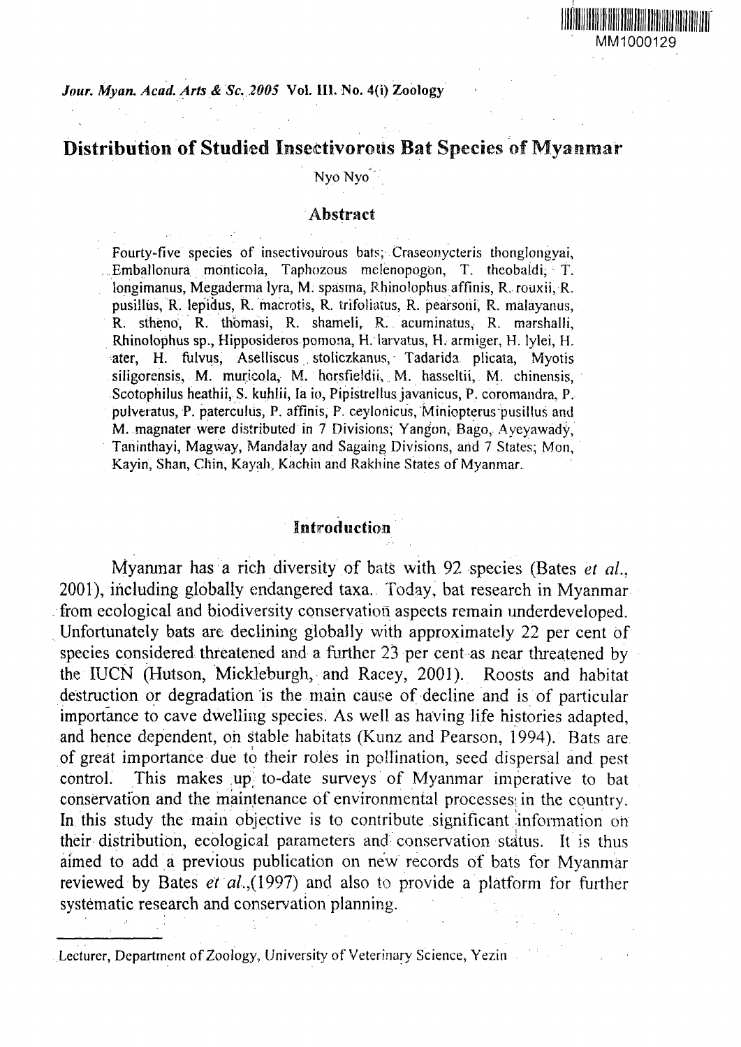MM1000129

# Distribution of Studied Insectivorous Bat Species of Myanmar

Nyo Nyo*

## Abstract

Fourty-five species of insectivourous bats; Craseonycteris thonglongyai, Emballonura monticola, Taphozous melenopogon, T. theobaldi, T. longimanus, Megaderma lyra, M. spasma, Rhinolophus affinis, R. rouxii, R. pusillus, R. lepidus, R. macrotis, R. trifoliatus, R. pearsoni, R. malayanus, R. stheno, R. thomasi, R. shameli, R. acuminatus, R. marshalli, Rhinolophus sp., Hipposideros pomona, H. larvatus, H. armiger, H. lylei, H. ater, H. fulvus, Aselliscus stoliczkanus, Tadarida plicata, Myotis siligorensis, M. muricola, M. horsfieldii, M. hasseltii, M. chinensis, Scotophilus heathii, S. kuhlii, Ia io, Pipistrellus javanicus, P. coromandra, P. pulveratus, P. paterculus, P. affinis, P. ceylonicus, Miniopterus pusillus and M. magnater were distributed in 7 Divisions; Yangon, Bago, Ayeyawady, Taninthayi, Magway, Mandalay and Sagaing Divisions, and 7 States; Mon, Kayin, Shan, Chin, Kayah, Kachin and Rakhine States of Myanmar.

## Introduction

Myanmar has a rich diversity of bats with 92 species (Bates *et al.*, 2001), including globally endangered taxa. Today, bat research in Myanmar from ecological and biodiversity conservation aspects remain underdeveloped. Unfortunately bats are declining globally with approximately 22 per cent of species considered threatened and a further 23 per cent as near threatened by the IUCN (Hutson, Mickleburgh, and Racey, 2001). Roosts and habitat destruction or degradation is the main cause of decline and is of particular importance to cave dwelling species. As well as having life histories adapted, and hence dependent, on stable habitats (Kunz and Pearson, 1994). Bats are of great importance due to their roles in pollination, seed dispersal and pest control. This makes up to-date surveys of Myanmar imperative to bat conservation and the maintenance of environmental processes in the country. In this study the main objective is to contribute significant information on their distribution, ecological parameters and conservation status. It is thus aimed to add a previous publication on new records of bats for Myanmar reviewed by Bates *et al.*,(1997) and also to provide a platform for further systematic research and conservation planning.

---

* Lecturer, Department of Zoology, University of Veterinary Science, Yezin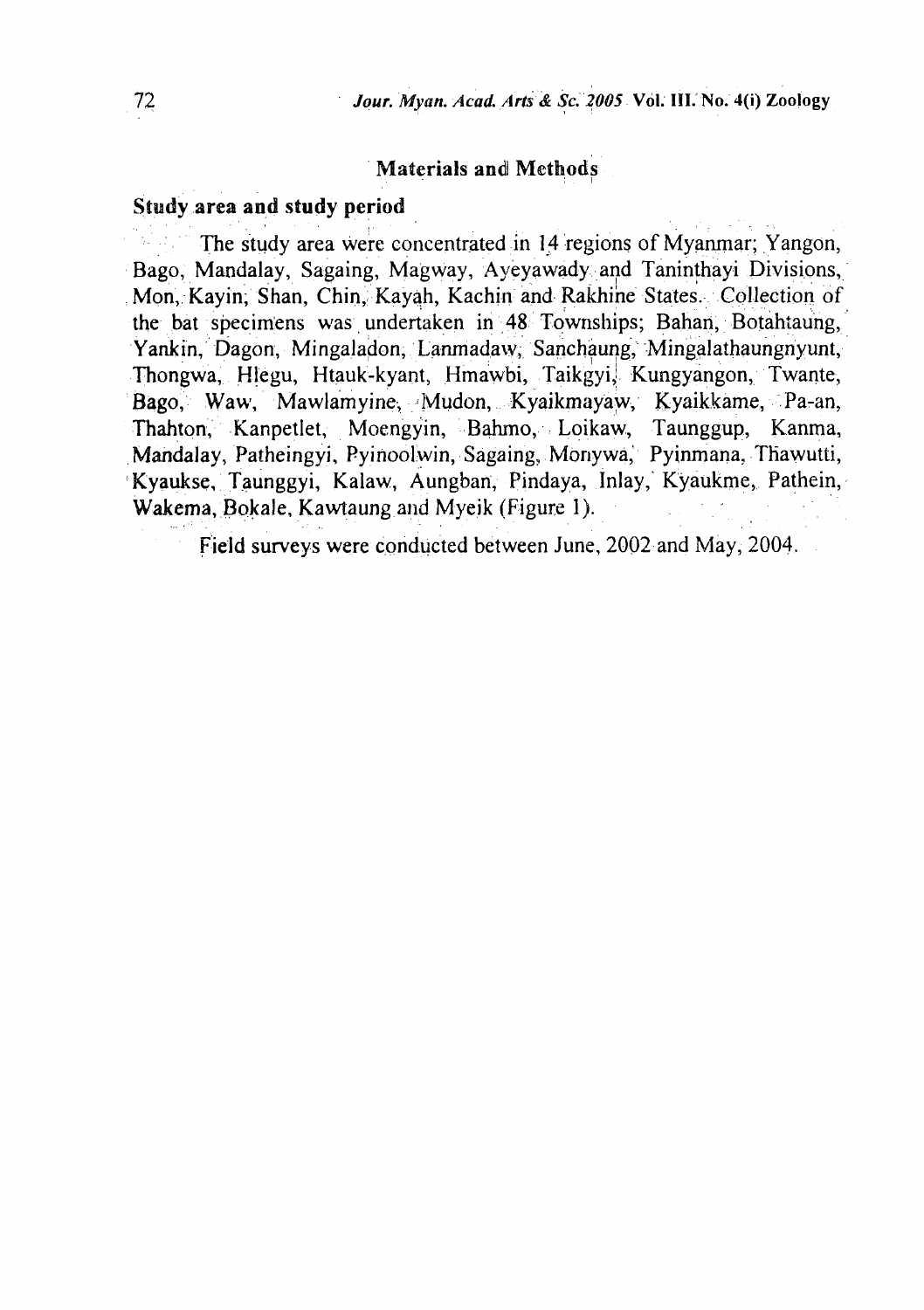## Materials and Methods

### Study area and study period

The study area were concentrated in 14 regions of Myanmar; Yangon, Bago, Mandalay, Sagaing, Magway, Ayeyawady and Taninthayi Divisions, Mon, Kayin, Shan, Chin, Kayah, Kachin and Rakhine States. Collection of the bat specimens was undertaken in 48 Townships; Bahan, Botahtaung, Yankin, Dagon, Mingaladon, Lanmadaw, Sanchaung, Mingalathaungnyunt, Thongwa, Hlegu, Htauk-kyant, Hmawbi, Taikgyi, Kungyangon, Twante, Bago, Waw, Mawlamyine, Mudon, Kyaikmayaw, Kyaikkame, Pa-an, Thahton, Kanpetlet, Moengyin, Bahmo, Loikaw, Taunggup, Kanma, Mandalay, Patheingyi, Pyinoolwin, Sagaing, Monywa, Pyinmana, Thawutti, Kyaukse, Taunggyi, Kalaw, Aungban, Pindaya, Inlay, Kyaukme, Pathein, Wakema, Bokale, Kawtaung and Myeik (Figure 1).

Field surveys were conducted between June, 2002 and May, 2004.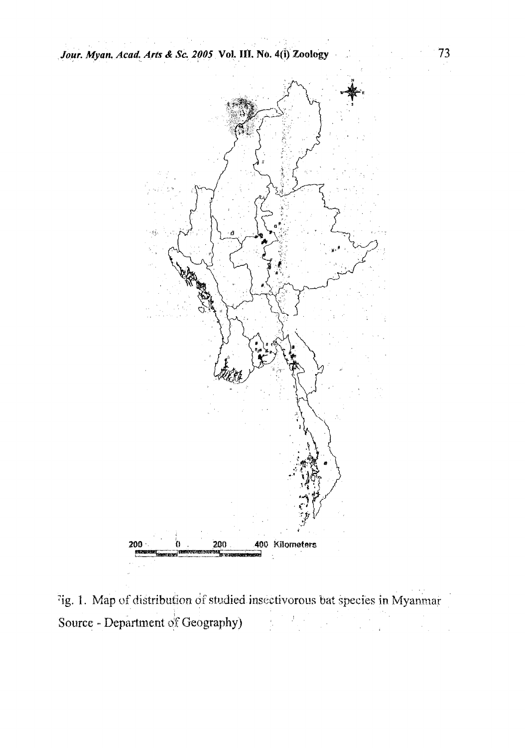200 0 200 400 Kilometers

Fig. 1. Map of distribution of studied insectivorous bat species in Myanmar
(Source - Department of Geography)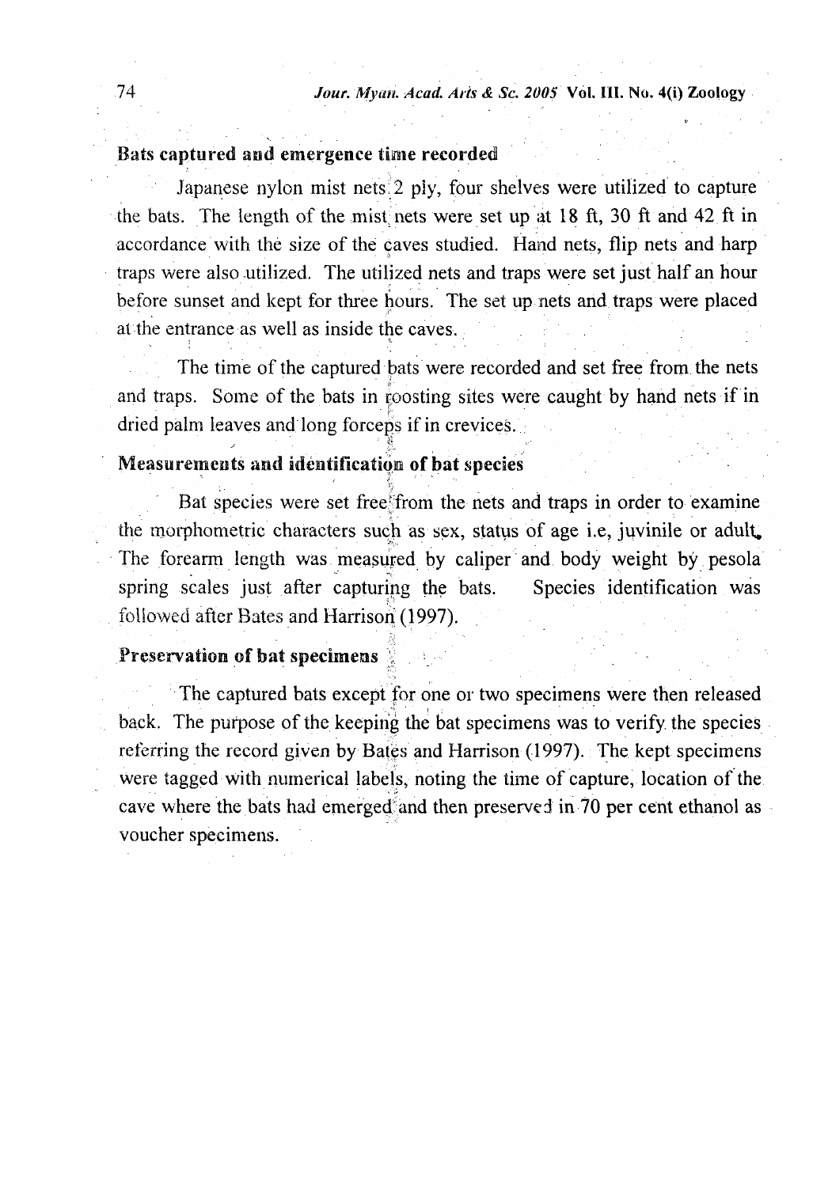## Bats captured and emergence time recorded

Japanese nylon mist nets 2 ply, four shelves were utilized to capture the bats. The length of the mist nets were set up at 18 ft, 30 ft and 42 ft in accordance with the size of the caves studied. Hand nets, flip nets and harp traps were also utilized. The utilized nets and traps were set just half an hour before sunset and kept for three hours. The set up nets and traps were placed at the entrance as well as inside the caves.

The time of the captured bats were recorded and set free from the nets and traps. Some of the bats in roosting sites were caught by hand nets if in dried palm leaves and long forceps if in crevices.

## Measurements and identification of bat species

Bat species were set free from the nets and traps in order to examine the morphometric characters such as sex, status of age i.e, juvinile or adult. The forearm length was measured by caliper and body weight by pesola spring scales just after capturing the bats. Species identification was followed after Bates and Harrison (1997).

## Preservation of bat specimens

The captured bats except for one or two specimens were then released back. The purpose of the keeping the bat specimens was to verify the species referring the record given by Bates and Harrison (1997). The kept specimens were tagged with numerical labels, noting the time of capture, location of the cave where the bats had emerged and then preserved in 70 per cent ethanol as voucher specimens.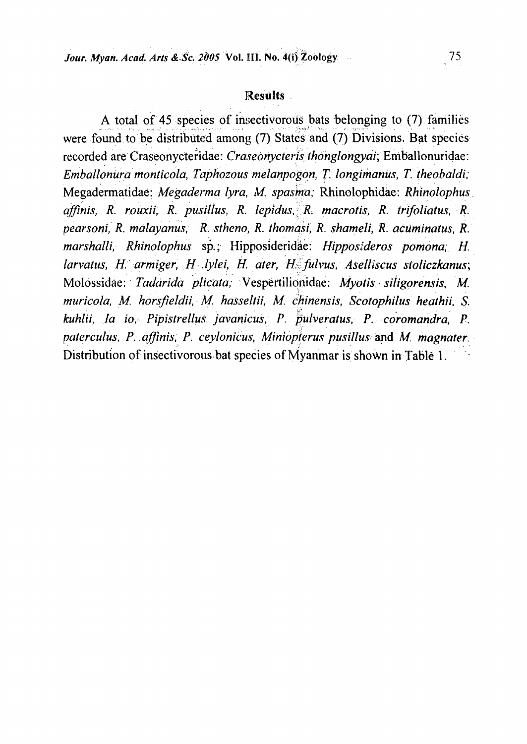## Results

A total of 45 species of insectivorous bats belonging to (7) families were found to be distributed among (7) States and (7) Divisions. Bat species recorded are Craseonycteridae: *Craseonycteris thonglongyai*; Emballonuridae: *Emballonura monticola, Taphozous melanpogon, T. longimanus, T. theobaldi;* Megadermatidae: *Megaderma lyra, M. spasma;* Rhinolophidae: *Rhinolophus affinis, R. rouxii, R. pusillus, R. lepidus, R. macrotis, R. trifoliatus, R. pearsoni, R. malayanus, R. stheno, R. thomasi, R. shameli, R. acuminatus, R. marshalli, Rhinolophus* sp.; Hipposideridae: *Hipposideros pomona, H. larvatus, H. armiger, H .lylei, H. ater, H. fulvus, Aselliscus stoliczkanus*; Molossidae: *Tadarida plicata;* Vespertilionidae: *Myotis siligorensis, M. muricola, M. horsfieldii, M. hasseltii, M. chinensis, Scotophilus heathii, S. kuhlii, Ia io, Pipistrellus javanicus, P. pulveratus, P. coromandra, P. paterculus, P. affinis, P. ceylonicus, Miniopterus pusillus* and *M. magnater*. Distribution of insectivorous bat species of Myanmar is shown in Table 1.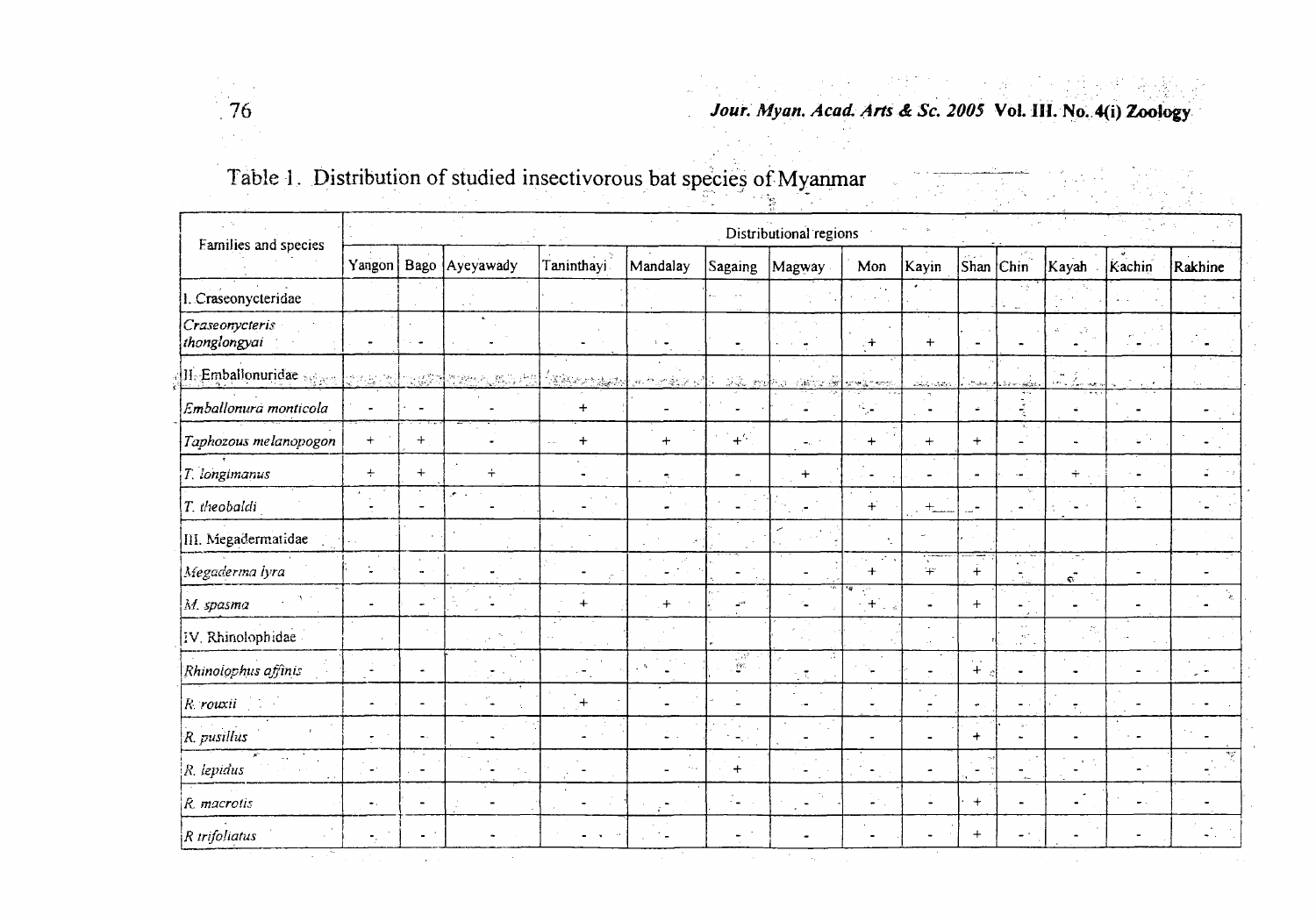Table 1. Distribution of studied insectivorous bat species of Myanmar

| Families and species | Distributional regions | | | | | | | | | | | | | |
|---|---|---|---|---|---|---|---|---|---|---|---|---|---|---|
| | Yangon | Bago | Ayeyawady | Taninthayi | Mandalay | Sagaing | Magway | Mon | Kayin | Shan | Chin | Kayah | Kachin | Rakhine |
| I. Craseonycteridae | | | | | | | | | | | | | | |
| *Craseonycteris thonglongyai* | - | - | - | - | - | - | - | + | + | - | - | - | - | - |
| II. Emballonuridae | | | | | | | | | | | | | | |
| *Emballonura monticola* | - | - | - | + | - | - | - | - | - | - | - | - | - | - |
| *Taphozous melanopogon* | + | + | - | + | + | + | - | + | + | + | - | - | - | - |
| *T. longimanus* | + | + | + | - | - | - | + | - | - | - | - | + | - | - |
| *T. theobaldi* | - | - | - | - | - | - | - | + | + | - | - | - | - | - |
| III. Megadermatidae | | | | | | | | | | | | | | |
| *Megaderma lyra* | - | - | - | - | - | - | - | + | + | + | - | - | - | - |
| *M. spasma* | - | - | - | + | + | - | - | + | - | + | - | - | - | - |
| IV. Rhinolophidae | | | | | | | | | | | | | | |
| *Rhinolophus affinis* | - | - | - | - | - | - | - | - | - | + | - | - | - | - |
| *R. rouxii* | - | - | - | + | - | - | - | - | - | - | - | - | - | - |
| *R. pusillus* | - | - | - | - | - | - | - | - | - | + | - | - | - | - |
| *R. lepidus* | - | - | - | - | - | + | - | - | - | - | - | - | - | - |
| *R. macrotis* | - | - | - | - | - | - | - | - | - | + | - | - | - | - |
| *R trifoliatus* | - | - | - | - | - | - | - | - | - | + | - | - | - | - |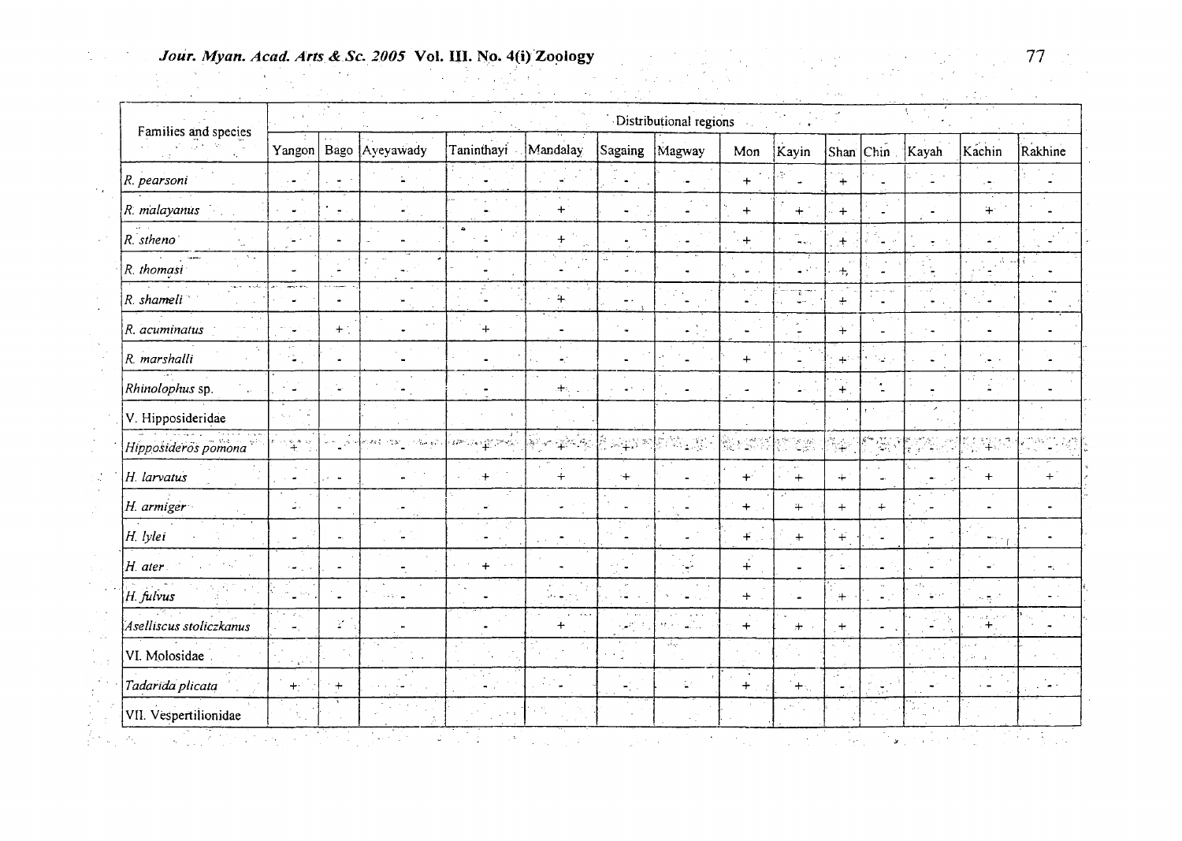| Families and species | Distributional regions | | | | | | | | | | | | | |
|---|---|---|---|---|---|---|---|---|---|---|---|---|---|---|
| | Yangon | Bago | Ayeyawady | Taninthayi | Mandalay | Sagaing | Magway | Mon | Kayin | Shan | Chin | Kayah | Kachin | Rakhine |
| *R. pearsoni* | - | - | - | - | - | - | - | + | - | + | - | - | - | - |
| *R. malayanus* | - | - | - | - | + | - | - | + | + | + | - | - | + | - |
| *R. stheno* | - | - | - | - | + | - | - | + | - | + | - | - | - | - |
| *R. thomasi* | - | - | - | - | - | - | - | - | - | + | - | - | - | - |
| *R. shameli* | - | - | - | - | + | - | - | - | - | + | - | - | - | - |
| *R. acuminatus* | - | + | - | + | - | - | - | - | - | + | - | - | - | - |
| *R. marshalli* | - | - | - | - | - | - | - | + | - | + | - | - | - | - |
| *Rhinolophus* sp. | - | - | - | - | + | - | - | - | - | + | - | - | - | - |
| V. Hipposideridae | | | | | | | | | | | | | | |
| *Hipposideros pomona* | + | - | - | + | + | + | - | - | - | + | - | - | + | - |
| *H. larvatus* | - | - | - | + | + | + | - | + | + | + | - | - | + | + |
| *H. armiger* | - | - | - | - | - | - | - | + | + | + | + | - | - | - |
| *H. lylei* | - | - | - | - | - | - | - | + | + | + | - | - | - | - |
| *H. ater* | - | - | - | + | - | - | - | + | - | - | - | - | - | - |
| *H. fulvus* | - | - | - | - | - | - | - | + | - | + | - | - | - | - |
| *Aselliscus stoliczkanus* | - | - | - | - | + | - | - | + | + | + | - | - | + | - |
| VI. Molosidae | | | | | | | | | | | | | | |
| *Tadarida plicata* | + | + | - | - | - | - | - | + | + | - | - | - | - | - |
| VII. Vespertilionidae | | | | | | | | | | | | | | |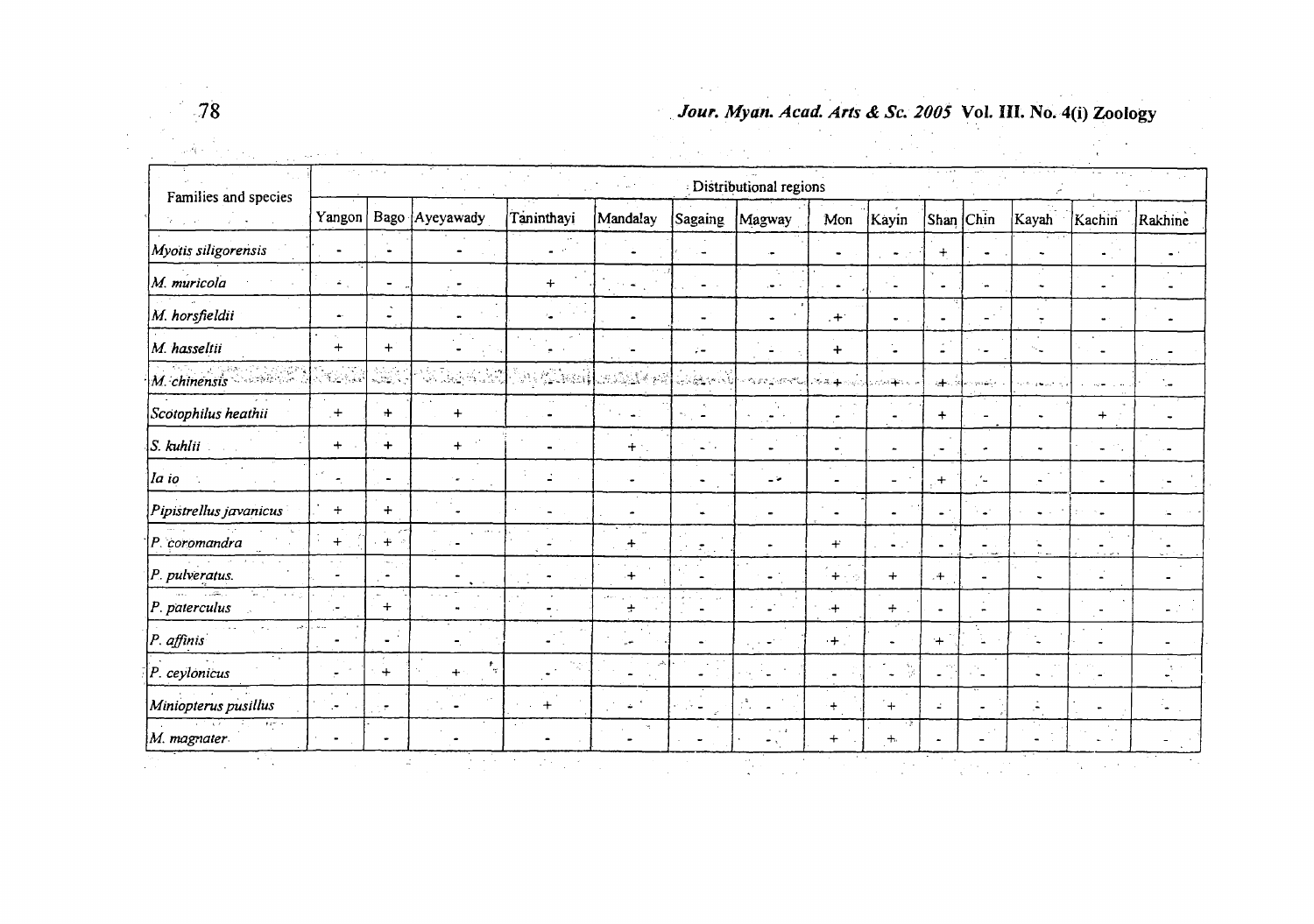| Families and species | Distributional regions | | | | | | | | | | | | | |
|---|---|---|---|---|---|---|---|---|---|---|---|---|---|---|
| | Yangon | Bago | Ayeyawady | Taninthayi | Mandalay | Sagaing | Magway | Mon | Kayin | Shan | Chin | Kayah | Kachin | Rakhine |
| *Myotis siligorensis* | - | - | - | - | - | - | - | - | - | + | - | - | - | - |
| *M. muricola* | - | - | - | + | - | - | - | - | - | - | - | - | - | - |
| *M. horsfieldii* | - | - | - | - | - | - | - | + | - | - | - | - | - | - |
| *M. hasseltii* | + | + | - | - | - | - | - | + | - | - | - | - | - | - |
| *M. chinensis* | - | - | - | - | - | - | - | + | + | + | - | - | - | - |
| *Scotophilus heathii* | + | + | + | - | - | - | - | - | - | + | - | - | + | - |
| *S. kuhlii* | + | + | + | - | + | - | - | - | - | - | - | - | - | - |
| *Ia io* | - | - | - | - | - | - | - | - | - | + | - | - | - | - |
| *Pipistrellus javanicus* | + | + | - | - | - | - | - | - | - | - | - | - | - | - |
| *P. coromandra* | + | + | - | - | + | - | - | + | - | - | - | - | - | - |
| *P. pulveratus.* | - | - | - | - | + | - | - | + | + | + | - | - | - | - |
| *P. paterculus* | - | + | - | - | + | - | - | + | + | - | - | - | - | - |
| *P. affinis* | - | - | - | - | - | - | - | + | - | + | - | - | - | - |
| *P. ceylonicus* | - | + | + | - | - | - | - | - | - | - | - | - | - | - |
| *Miniopterus pusillus* | - | - | - | + | - | - | - | + | + | - | - | - | - | - |
| *M. magnater* | - | - | - | - | - | - | - | + | + | - | - | - | - | - |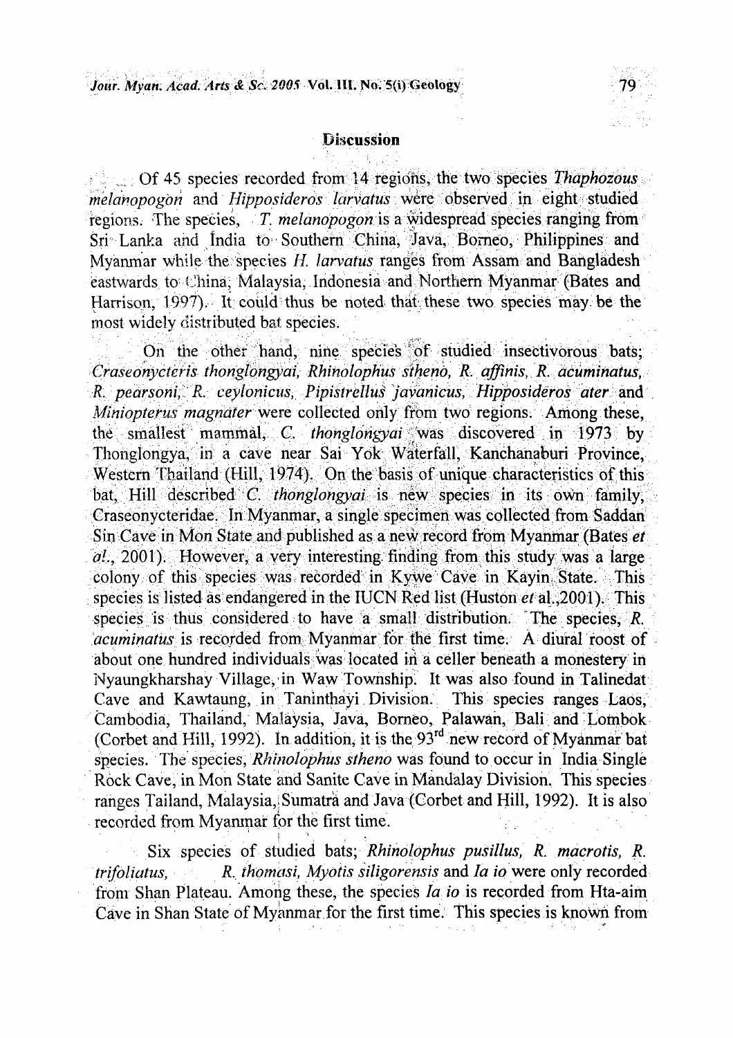## Discussion

Of 45 species recorded from 14 regions, the two species *Thaphozous melanopogon* and *Hipposideros larvatus* were observed in eight studied regions. The species, *T. melanopogon* is a widespread species ranging from Sri Lanka and India to Southern China, Java, Borneo, Philippines and Myanmar while the species *H. larvatus* ranges from Assam and Bangladesh eastwards to China, Malaysia, Indonesia and Northern Myanmar (Bates and Harrison, 1997). It could thus be noted that these two species may be the most widely distributed bat species.

On the other hand, nine species of studied insectivorous bats; *Craseonycteris thonglongyai, Rhinolophus stheno, R. affinis, R. acuminatus, R. pearsoni, R. ceylonicus, Pipistrellus javanicus, Hipposideros ater* and *Miniopterus magnater* were collected only from two regions. Among these, the smallest mammal, *C. thonglongyai* was discovered in 1973 by Thonglongya, in a cave near Sai Yok Waterfall, Kanchanaburi Province, Western Thailand (Hill, 1974). On the basis of unique characteristics of this bat, Hill described *C. thonglongyai* is new species in its own family, Craseonycteridae. In Myanmar, a single specimen was collected from Saddan Sin Cave in Mon State and published as a new record from Myanmar (Bates *et al.*, 2001). However, a very interesting finding from this study was a large colony of this species was recorded in Kywe Cave in Kayin State. This species is listed as endangered in the IUCN Red list (Huston *et* al.,2001). This species is thus considered to have a small distribution. The species, *R. acuminatus* is recorded from Myanmar for the first time. A diural roost of about one hundred individuals was located in a celler beneath a monestery in Nyaungkharshay Village, in Waw Township. It was also found in Talinedat Cave and Kawtaung, in Taninthayi Division. This species ranges Laos, Cambodia, Thailand, Malaysia, Java, Borneo, Palawan, Bali and Lombok (Corbet and Hill, 1992). In addition, it is the 93rd new record of Myanmar bat species. The species, *Rhinolophus stheno* was found to occur in India Single Rock Cave, in Mon State and Sanite Cave in Mandalay Division. This species ranges Tailand, Malaysia, Sumatra and Java (Corbet and Hill, 1992). It is also recorded from Myanmar for the first time.

Six species of studied bats; *Rhinolophus pusillus, R. macrotis, R. trifoliatus, R. thomasi, Myotis siligorensis* and *Ia io* were only recorded from Shan Plateau. Among these, the species *Ia io* is recorded from Hta-aim Cave in Shan State of Myanmar for the first time. This species is known from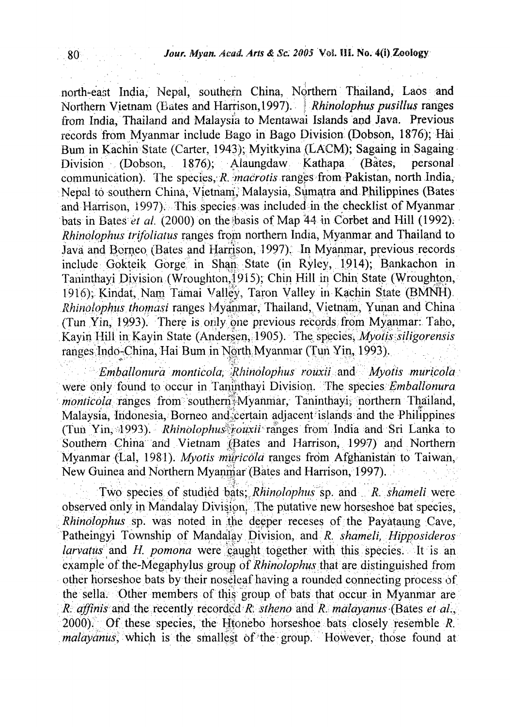north-east India, Nepal, southern China, Northern Thailand, Laos and Northern Vietnam (Bates and Harrison,1997). *Rhinolophus pusillus* ranges from India, Thailand and Malaysia to Mentawai Islands and Java. Previous records from Myanmar include Bago in Bago Division (Dobson, 1876); Hai Bum in Kachin State (Carter, 1943); Myitkyina (LACM); Sagaing in Sagaing Division (Dobson, 1876); Alaungdaw Kathapa (Bates, personal communication). The species, *R. macrotis* ranges from Pakistan, north India, Nepal to southern China, Vietnam, Malaysia, Sumatra and Philippines (Bates and Harrison, 1997). This species was included in the checklist of Myanmar bats in Bates *et al.* (2000) on the basis of Map 44 in Corbet and Hill (1992). *Rhinolophus trifoliatus* ranges from northern India, Myanmar and Thailand to Java and Borneo (Bates and Harrison, 1997). In Myanmar, previous records include Gokteik Gorge in Shan State (in Ryley, 1914); Bankachon in Taninthayi Division (Wroughton,1915); Chin Hill in Chin State (Wroughton, 1916); Kindat, Nam Tamai Valley, Taron Valley in Kachin State (BMNH). *Rhinolophus thomasi* ranges Myanmar, Thailand, Vietnam, Yunan and China (Tun Yin, 1993). There is only one previous records from Myanmar: Taho, Kayin Hill in Kayin State (Andersen, 1905). The species, *Myotis siligorensis* ranges Indo-China, Hai Bum in North Myanmar (Tun Yin, 1993).

*Emballonura monticola*, *Rhinolophus rouxii* and *Myotis muricola* were only found to occur in Taninthayi Division. The species *Emballonura monticola* ranges from southern Myanmar, Taninthayi, northern Thailand, Malaysia, Indonesia, Borneo and certain adjacent islands and the Philippines (Tun Yin, 1993). *Rhinolophus rouxii* ranges from India and Sri Lanka to Southern China and Vietnam (Bates and Harrison, 1997) and Northern Myanmar (Lal, 1981). *Myotis muricola* ranges from Afghanistan to Taiwan, New Guinea and Northern Myanmar (Bates and Harrison, 1997).

Two species of studied bats; *Rhinolophus* sp. and *R. shameli* were observed only in Mandalay Division. The putative new horseshoe bat species, *Rhinolophus* sp. was noted in the deeper receses of the Payataung Cave, Patheingyi Township of Mandalay Division, and *R. shameli*, *Hipposideros larvatus* and *H. pomona* were caught together with this species. It is an example of the-Megaphylus group of *Rhinolophus* that are distinguished from other horseshoe bats by their noseleaf having a rounded connecting process of the sella. Other members of this group of bats that occur in Myanmar are *R. affinis* and the recently recorded *R. stheno* and *R. malayanus* (Bates *et al.*, 2000). Of these species, the Htonebo horseshoe bats closely resemble *R. malayanus*, which is the smallest of the group. However, those found at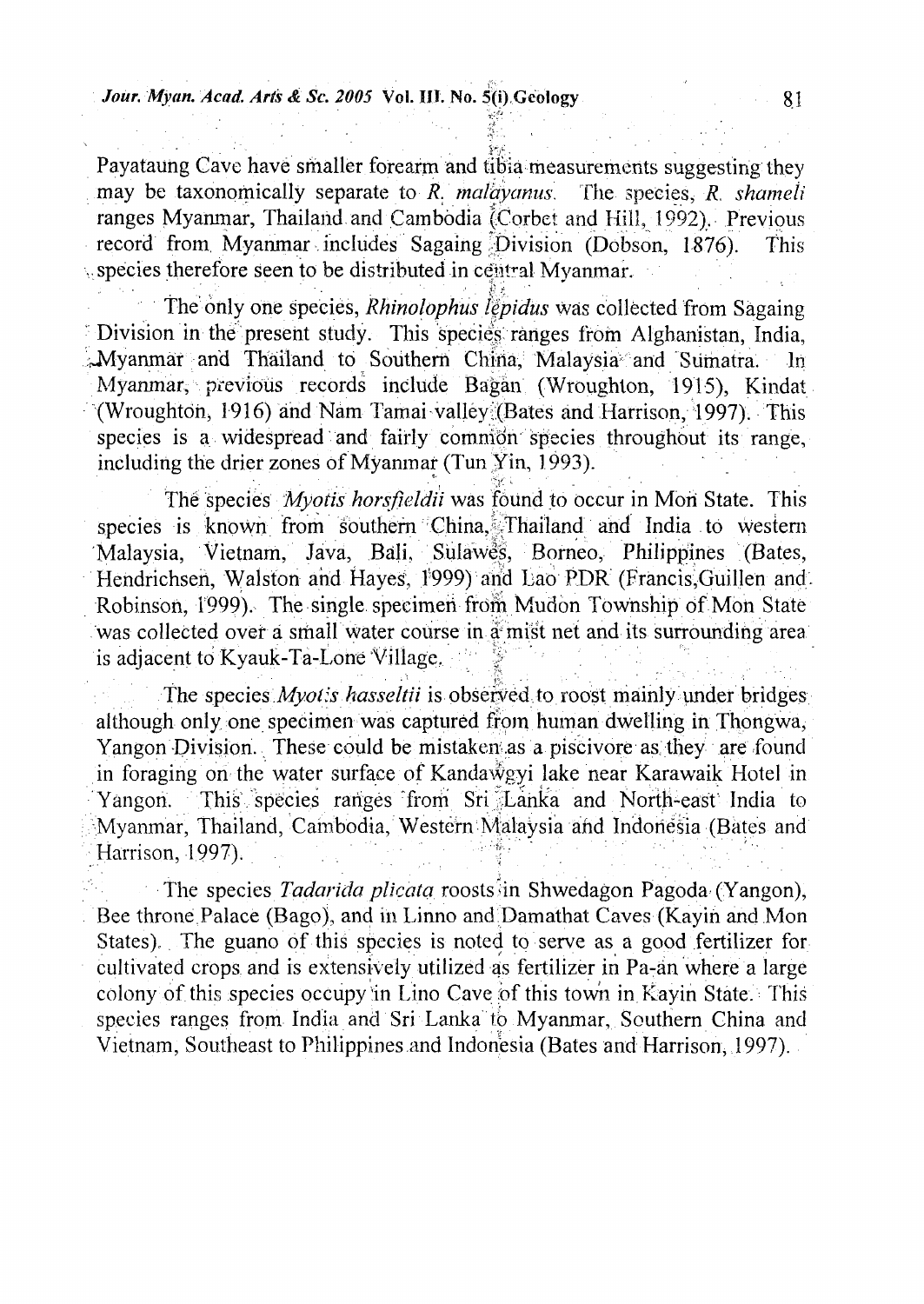Payataung Cave have smaller forearm and tibia measurements suggesting they may be taxonomically separate to *R. malayanus*. The species, *R. shameli* ranges Myanmar, Thailand and Cambodia (Corbet and Hill, 1992). Previous record from Myanmar includes Sagaing Division (Dobson, 1876). This species therefore seen to be distributed in central Myanmar.

The only one species, *Rhinolophus lepidus* was collected from Sagaing Division in the present study. This species ranges from Alghanistan, India, Myanmar and Thailand to Southern China, Malaysia and Sumatra. In Myanmar, previous records include Bagan (Wroughton, 1915), Kindat (Wroughton, 1916) and Nam Tamai valley (Bates and Harrison, 1997). This species is a widespread and fairly common species throughout its range, including the drier zones of Myanmar (Tun Yin, 1993).

The species *Myotis horsfieldii* was found to occur in Mon State. This species is known from southern China, Thailand and India to western Malaysia, Vietnam, Java, Bali, Sulawes, Borneo, Philippines (Bates, Hendrichsen, Walston and Hayes, 1999) and Lao PDR (Francis,Guillen and Robinson, 1999). The single specimen from Mudon Township of Mon State was collected over a small water course in a mist net and its surrounding area is adjacent to Kyauk-Ta-Lone Village.

The species *Myotis hasseltii* is observed to roost mainly under bridges although only one specimen was captured from human dwelling in Thongwa, Yangon Division. These could be mistaken as a piscivore as they are found in foraging on the water surface of Kandawgyi lake near Karawaik Hotel in Yangon. This species ranges from Sri Lanka and North-east India to Myanmar, Thailand, Cambodia, Western Malaysia and Indonesia (Bates and Harrison, 1997).

The species *Tadarida plicata* roosts in Shwedagon Pagoda (Yangon), Bee throne Palace (Bago), and in Linno and Damathat Caves (Kayin and Mon States). The guano of this species is noted to serve as a good fertilizer for cultivated crops and is extensively utilized as fertilizer in Pa-an where a large colony of this species occupy in Lino Cave of this town in Kayin State. This species ranges from India and Sri Lanka to Myanmar, Southern China and Vietnam, Southeast to Philippines and Indonesia (Bates and Harrison, 1997).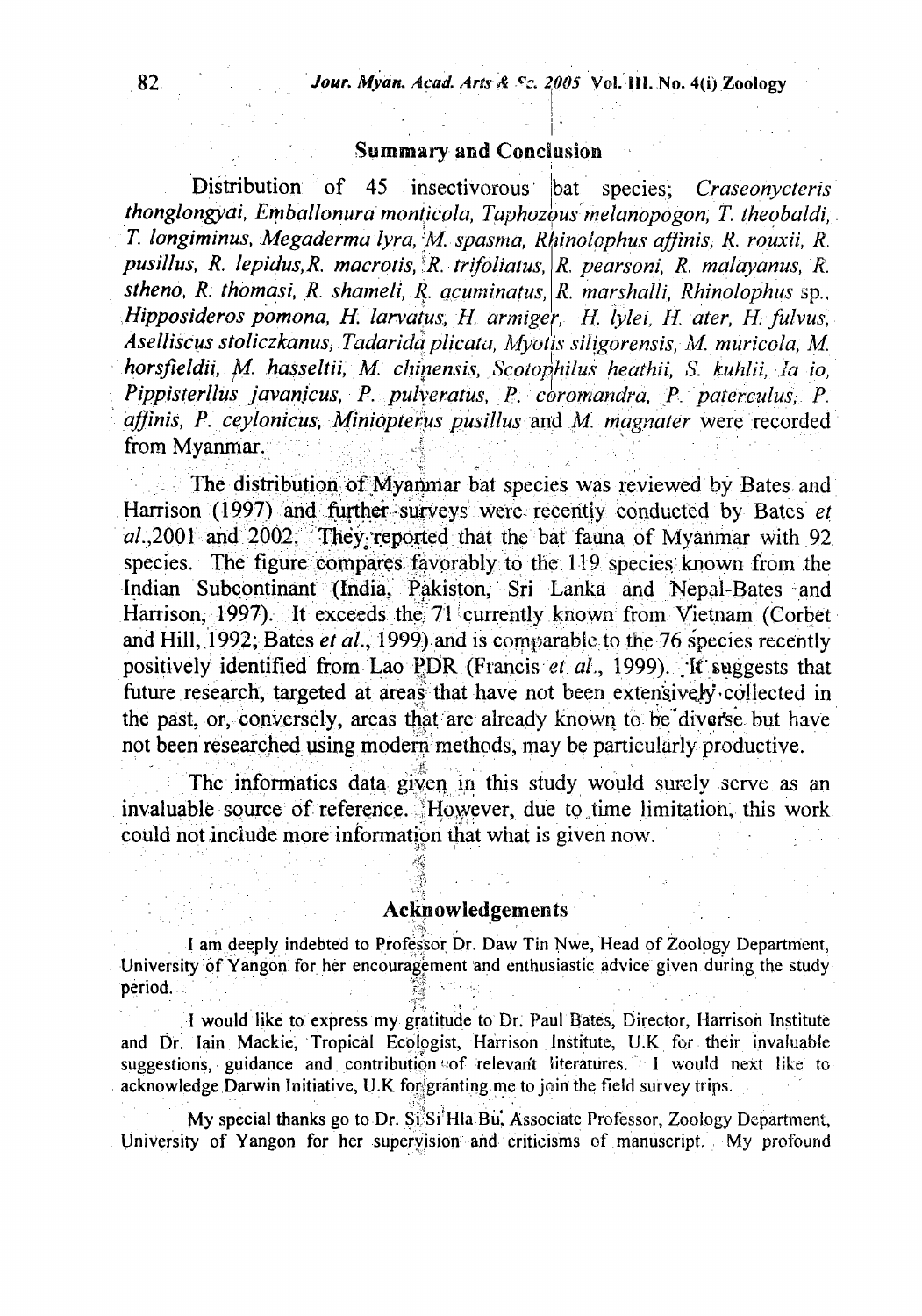## Summary and Conclusion

Distribution of 45 insectivorous bat species; *Craseonycteris thonglongyai, Emballonura monticola, Taphozous melanopogon, T. theobaldi, T. longiminus, Megaderma lyra, M. spasma, Rhinolophus affinis, R. rouxii, R. pusillus, R. lepidus, R. macrotis, R. trifoliatus, R. pearsoni, R. malayanus, R. stheno, R. thomasi, R. shameli, R. acuminatus, R. marshalli, Rhinolophus* sp., *Hipposideros pomona, H. larvatus, H. armiger, H. lylei, H. ater, H. fulvus, Aselliscus stoliczkanus, Tadarida plicata, Myotis siligorensis, M. muricola, M. horsfieldii, M. hasseltii, M. chinensis, Scotophilus heathii, S. kuhlii, Ia io, Pippisterllus javanicus, P. pulveratus, P. coromandra, P. paterculus, P. affinis, P. ceylonicus, Miniopterus pusillus* and *M. magnater* were recorded from Myanmar.

The distribution of Myanmar bat species was reviewed by Bates and Harrison (1997) and further surveys were recently conducted by Bates *et al.*,2001 and 2002. They reported that the bat fauna of Myanmar with 92 species. The figure compares favorably to the 119 species known from the Indian Subcontinant (India, Pakiston, Sri Lanka and Nepal-Bates and Harrison, 1997). It exceeds the 71 currently known from Vietnam (Corbet and Hill, 1992; Bates *et al.*, 1999) and is comparable to the 76 species recently positively identified from Lao PDR (Francis *et al.*, 1999). It suggests that future research, targeted at areas that have not been extensively collected in the past, or, conversely, areas that are already known to be diverse but have not been researched using modern methods, may be particularly productive.

The informatics data given in this study would surely serve as an invaluable source of reference. However, due to time limitation, this work could not include more information that what is given now.

## Acknowledgements

I am deeply indebted to Professor Dr. Daw Tin Nwe, Head of Zoology Department, University of Yangon for her encouragement and enthusiastic advice given during the study period.

I would like to express my gratitude to Dr. Paul Bates, Director, Harrison Institute and Dr. Iain Mackie, Tropical Ecologist, Harrison Institute, U.K for their invaluable suggestions, guidance and contribution of relevant literatures. I would next like to acknowledge Darwin Initiative, U.K for granting me to join the field survey trips.

My special thanks go to Dr. Si Si Hla Bu, Associate Professor, Zoology Department, University of Yangon for her supervision and criticisms of manuscript. My profound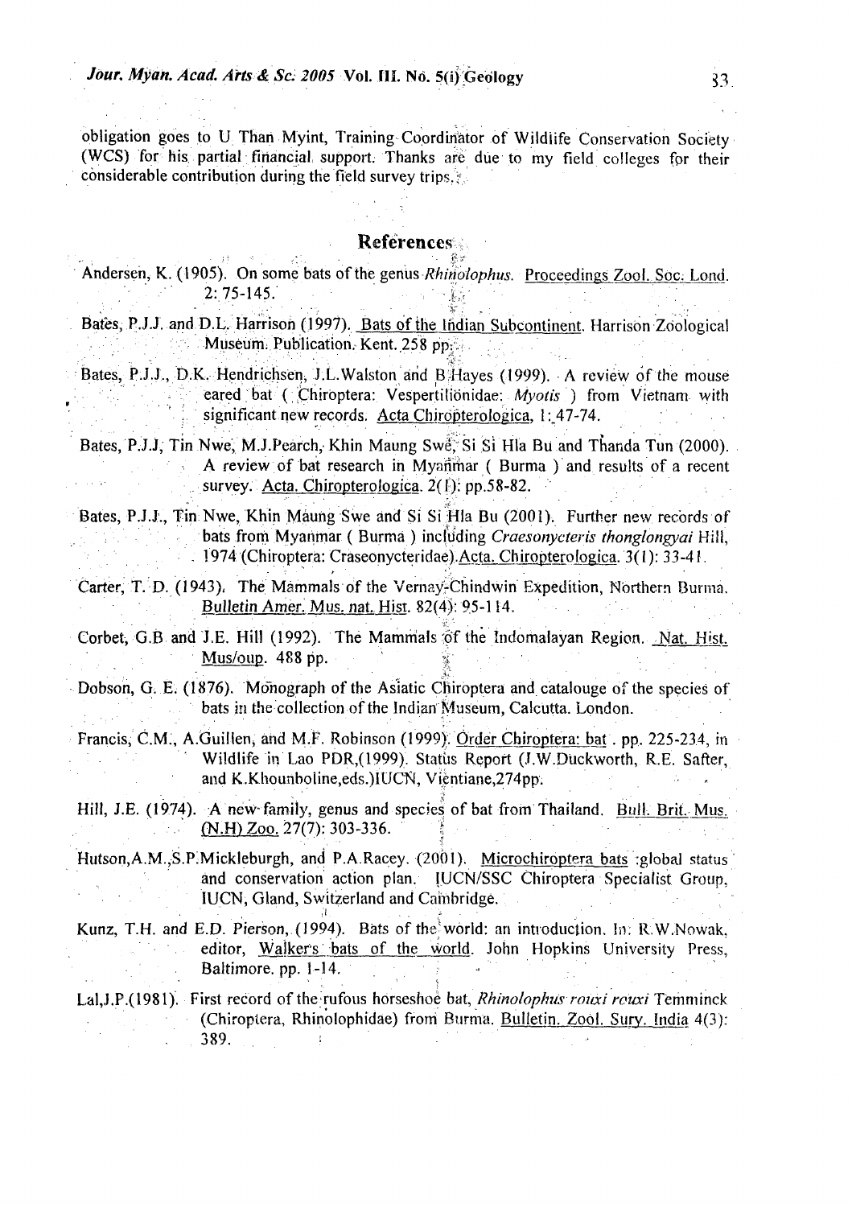obligation goes to U Than Myint, Training Coordinator of Wildlife Conservation Society (WCS) for his partial financial support. Thanks are due to my field colleges for their considerable contribution during the field survey trips.

## References

Andersen, K. (1905). On some bats of the genus *Rhinolophus*. Proceedings Zool. Soc. Lond. 2: 75-145.

Bates, P.J.J. and D.L. Harrison (1997). Bats of the Indian Subcontinent. Harrison Zoological Museum. Publication. Kent. 258 pp.

Bates, P.J.J., D.K. Hendrichsen, J.L.Walston and B.Hayes (1999). A review of the mouse eared bat ( Chiroptera: Vespertilionidae: *Myotis* ) from Vietnam with significant new records. Acta Chiropterologica, 1: 47-74.

Bates, P.J.J, Tin Nwe, M.J.Pearch, Khin Maung Swe, Si Si Hla Bu and Thanda Tun (2000). A review of bat research in Myanmar ( Burma ) and results of a recent survey. Acta. Chiropterologica. 2(1): pp.58-82.

Bates, P.J.J., Tin Nwe, Khin Maung Swe and Si Si Hla Bu (2001). Further new records of bats from Myanmar ( Burma ) including *Craesonycteris thonglongyai* Hill, 1974 (Chiroptera: Craseonycteridae).Acta. Chiropterologica. 3(1): 33-41.

Carter, T. D. (1943). The Mammals of the Vernay-Chindwin Expedition, Northern Burma. Bulletin Amer. Mus. nat. Hist. 82(4): 95-114.

Corbet, G.B and J.E. Hill (1992). The Mammals of the Indomalayan Region. Nat. Hist. Mus/oup. 488 pp.

Dobson, G. E. (1876). Monograph of the Asiatic Chiroptera and catalouge of the species of bats in the collection of the Indian Museum, Calcutta. London.

Francis, C.M., A.Guillen, and M.F. Robinson (1999). Order Chiroptera: bat . pp. 225-234, in Wildlife in Lao PDR,(1999). Status Report (J.W.Duckworth, R.E. Safter, and K.Khounboline,eds.)IUCN, Vientiane,274pp.

Hill, J.E. (1974). A new family, genus and species of bat from Thailand. Bull. Brit. Mus. (N.H) Zoo. 27(7): 303-336.

Hutson,A.M.,S.P.Mickleburgh, and P.A.Racey. (2001). Microchiroptera bats :global status and conservation action plan. IUCN/SSC Chiroptera Specialist Group, IUCN, Gland, Switzerland and Cambridge.

Kunz, T.H. and E.D. Pierson, (1994). Bats of the world: an introduction. In: R.W.Nowak, editor, Walker's bats of the world. John Hopkins University Press, Baltimore. pp. 1-14.

Lal,J.P.(1981). First record of the rufous horseshoe bat, *Rhinolophus rouxi rouxi* Temminck (Chiroptera, Rhinolophidae) from Burma. Bulletin. Zool. Surv. India 4(3): 389.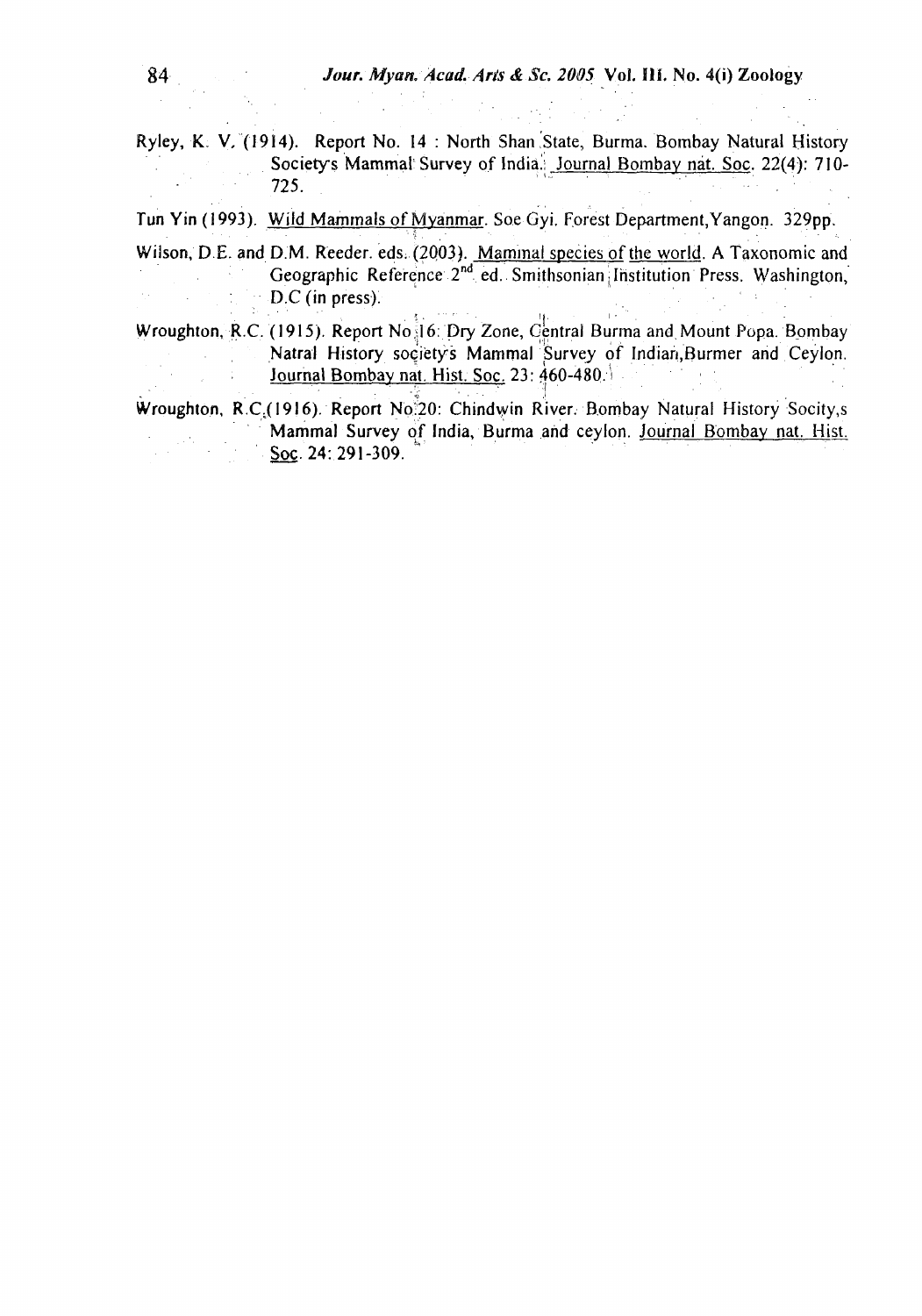Ryley, K. V. (1914). Report No. 14 : North Shan State, Burma. Bombay Natural History Society's Mammal Survey of India. Journal Bombay nat. Soc. 22(4): 710-725.

Tun Yin (1993). Wild Mammals of Myanmar. Soe Gyi. Forest Department, Yangon. 329pp.

Wilson, D.E. and D.M. Reeder. eds. (2003). Mammal species of the world. A Taxonomic and Geographic Reference 2[nd] ed. Smithsonian Institution Press. Washington, D.C (in press).

Wroughton, R.C. (1915). Report No 16: Dry Zone, Central Burma and Mount Popa. Bombay Natral History society's Mammal Survey of Indian,Burmer and Ceylon. Journal Bombay nat. Hist. Soc. 23: 460-480.

Wroughton, R.C.(1916). Report No:20: Chindwin River. Bombay Natural History Socity,s Mammal Survey of India, Burma and ceylon. Journal Bombay nat. Hist. Soc. 24: 291-309.